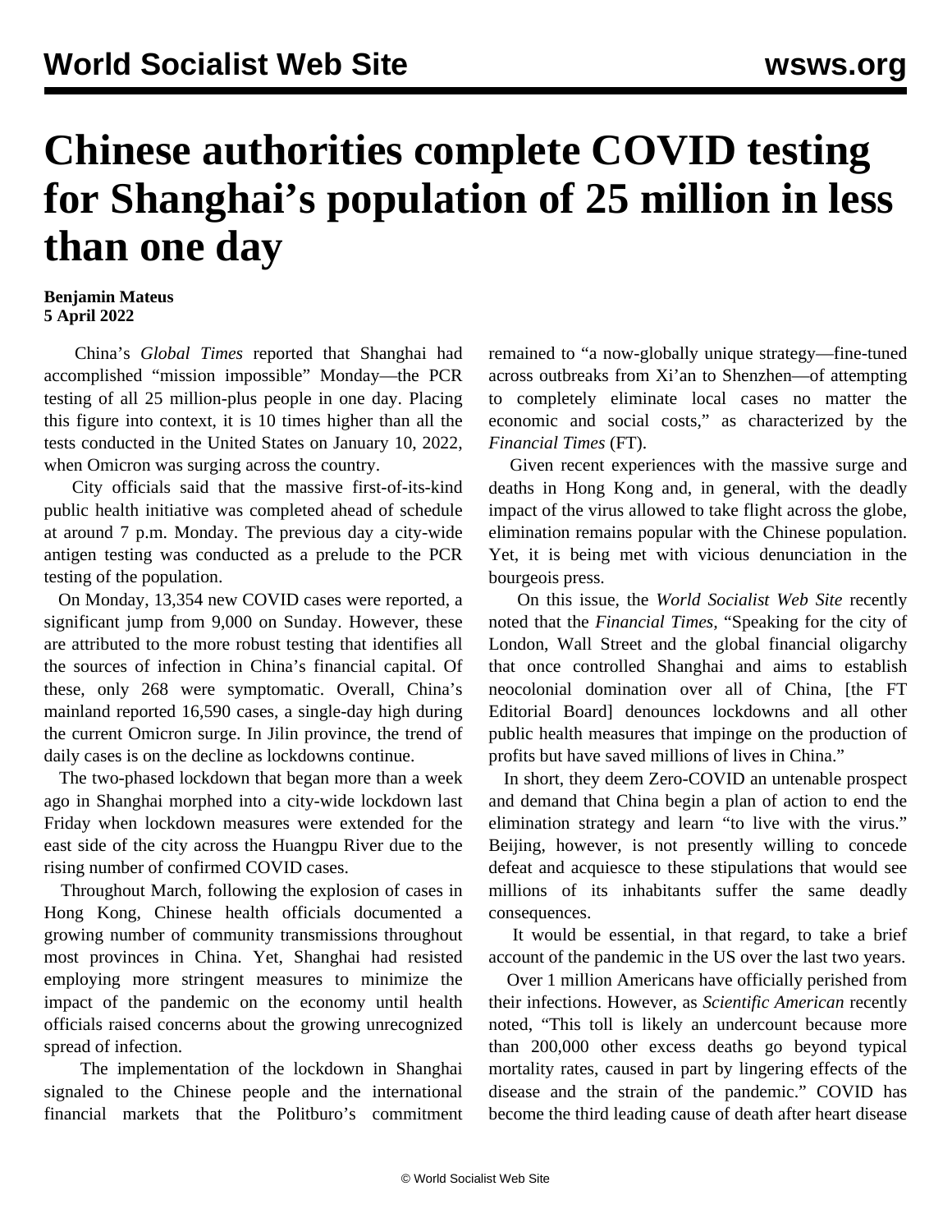# Chinese authorities complete COVID testing for Shanghai's population of 25 million in less than one day

**Benjamin Mateus**
**5 April 2022**

China's *Global Times* reported that Shanghai had accomplished "mission impossible" Monday—the PCR testing of all 25 million-plus people in one day. Placing this figure into context, it is 10 times higher than all the tests conducted in the United States on January 10, 2022, when Omicron was surging across the country.

City officials said that the massive first-of-its-kind public health initiative was completed ahead of schedule at around 7 p.m. Monday. The previous day a city-wide antigen testing was conducted as a prelude to the PCR testing of the population.

On Monday, 13,354 new COVID cases were reported, a significant jump from 9,000 on Sunday. However, these are attributed to the more robust testing that identifies all the sources of infection in China's financial capital. Of these, only 268 were symptomatic. Overall, China's mainland reported 16,590 cases, a single-day high during the current Omicron surge. In Jilin province, the trend of daily cases is on the decline as lockdowns continue.

The two-phased lockdown that began more than a week ago in Shanghai morphed into a city-wide lockdown last Friday when lockdown measures were extended for the east side of the city across the Huangpu River due to the rising number of confirmed COVID cases.

Throughout March, following the explosion of cases in Hong Kong, Chinese health officials documented a growing number of community transmissions throughout most provinces in China. Yet, Shanghai had resisted employing more stringent measures to minimize the impact of the pandemic on the economy until health officials raised concerns about the growing unrecognized spread of infection.

The implementation of the lockdown in Shanghai signaled to the Chinese people and the international financial markets that the Politburo's commitment remained to "a now-globally unique strategy—fine-tuned across outbreaks from Xi'an to Shenzhen—of attempting to completely eliminate local cases no matter the economic and social costs," as characterized by the *Financial Times* (FT).

Given recent experiences with the massive surge and deaths in Hong Kong and, in general, with the deadly impact of the virus allowed to take flight across the globe, elimination remains popular with the Chinese population. Yet, it is being met with vicious denunciation in the bourgeois press.

On this issue, the *World Socialist Web Site* recently noted that the *Financial Times,* "Speaking for the city of London, Wall Street and the global financial oligarchy that once controlled Shanghai and aims to establish neocolonial domination over all of China, [the FT Editorial Board] denounces lockdowns and all other public health measures that impinge on the production of profits but have saved millions of lives in China."

In short, they deem Zero-COVID an untenable prospect and demand that China begin a plan of action to end the elimination strategy and learn "to live with the virus." Beijing, however, is not presently willing to concede defeat and acquiesce to these stipulations that would see millions of its inhabitants suffer the same deadly consequences.

It would be essential, in that regard, to take a brief account of the pandemic in the US over the last two years.

Over 1 million Americans have officially perished from their infections. However, as *Scientific American* recently noted, "This toll is likely an undercount because more than 200,000 other excess deaths go beyond typical mortality rates, caused in part by lingering effects of the disease and the strain of the pandemic." COVID has become the third leading cause of death after heart disease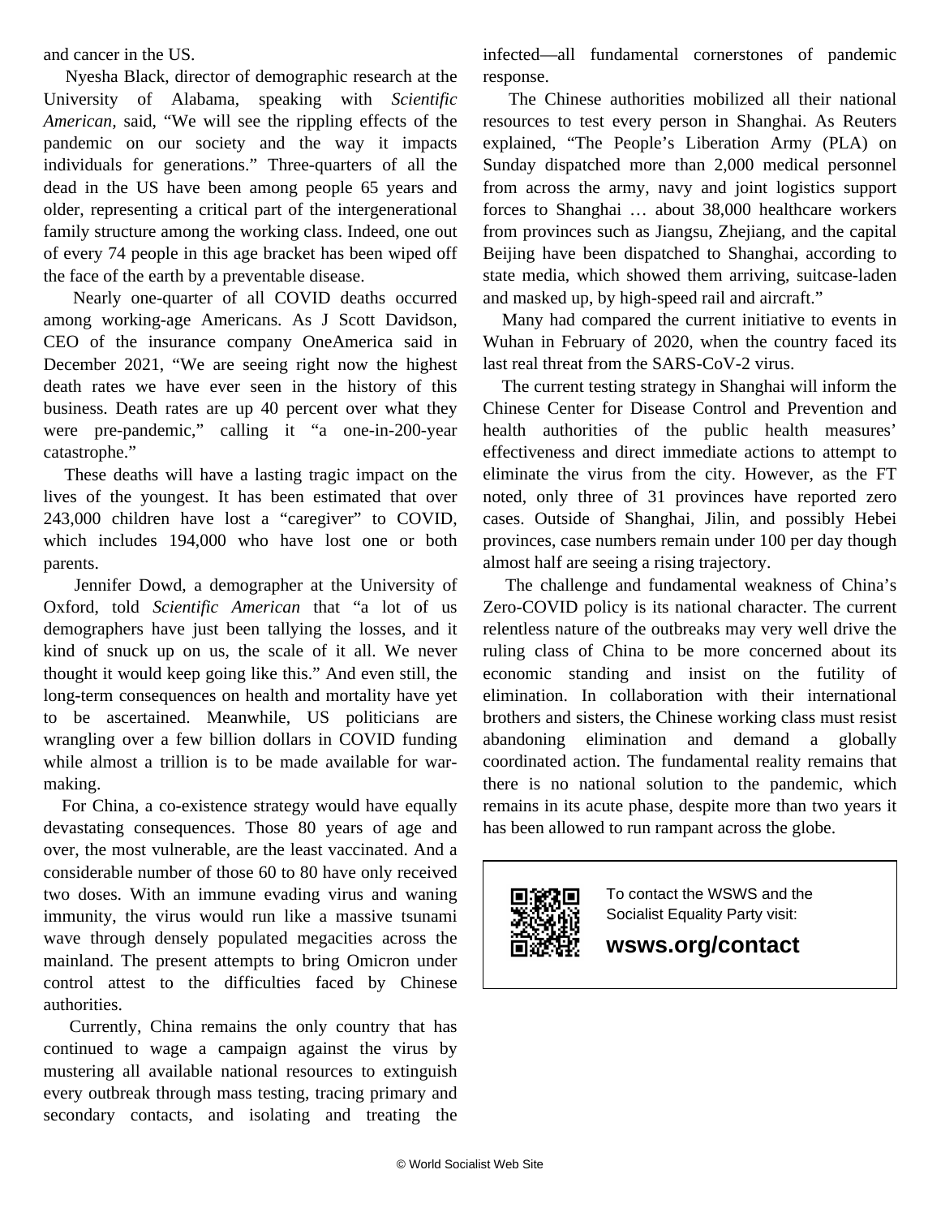and cancer in the US.

Nyesha Black, director of demographic research at the University of Alabama, speaking with *Scientific American*, said, "We will see the rippling effects of the pandemic on our society and the way it impacts individuals for generations." Three-quarters of all the dead in the US have been among people 65 years and older, representing a critical part of the intergenerational family structure among the working class. Indeed, one out of every 74 people in this age bracket has been wiped off the face of the earth by a preventable disease.

Nearly one-quarter of all COVID deaths occurred among working-age Americans. As J Scott Davidson, CEO of the insurance company OneAmerica said in December 2021, "We are seeing right now the highest death rates we have ever seen in the history of this business. Death rates are up 40 percent over what they were pre-pandemic," calling it "a one-in-200-year catastrophe."

These deaths will have a lasting tragic impact on the lives of the youngest. It has been estimated that over 243,000 children have lost a "caregiver" to COVID, which includes 194,000 who have lost one or both parents.

Jennifer Dowd, a demographer at the University of Oxford, told *Scientific American* that "a lot of us demographers have just been tallying the losses, and it kind of snuck up on us, the scale of it all. We never thought it would keep going like this." And even still, the long-term consequences on health and mortality have yet to be ascertained. Meanwhile, US politicians are wrangling over a few billion dollars in COVID funding while almost a trillion is to be made available for war-making.

For China, a co-existence strategy would have equally devastating consequences. Those 80 years of age and over, the most vulnerable, are the least vaccinated. And a considerable number of those 60 to 80 have only received two doses. With an immune evading virus and waning immunity, the virus would run like a massive tsunami wave through densely populated megacities across the mainland. The present attempts to bring Omicron under control attest to the difficulties faced by Chinese authorities.

Currently, China remains the only country that has continued to wage a campaign against the virus by mustering all available national resources to extinguish every outbreak through mass testing, tracing primary and secondary contacts, and isolating and treating the infected—all fundamental cornerstones of pandemic response.

The Chinese authorities mobilized all their national resources to test every person in Shanghai. As Reuters explained, "The People's Liberation Army (PLA) on Sunday dispatched more than 2,000 medical personnel from across the army, navy and joint logistics support forces to Shanghai … about 38,000 healthcare workers from provinces such as Jiangsu, Zhejiang, and the capital Beijing have been dispatched to Shanghai, according to state media, which showed them arriving, suitcase-laden and masked up, by high-speed rail and aircraft."

Many had compared the current initiative to events in Wuhan in February of 2020, when the country faced its last real threat from the SARS-CoV-2 virus.

The current testing strategy in Shanghai will inform the Chinese Center for Disease Control and Prevention and health authorities of the public health measures' effectiveness and direct immediate actions to attempt to eliminate the virus from the city. However, as the FT noted, only three of 31 provinces have reported zero cases. Outside of Shanghai, Jilin, and possibly Hebei provinces, case numbers remain under 100 per day though almost half are seeing a rising trajectory.

The challenge and fundamental weakness of China's Zero-COVID policy is its national character. The current relentless nature of the outbreaks may very well drive the ruling class of China to be more concerned about its economic standing and insist on the futility of elimination. In collaboration with their international brothers and sisters, the Chinese working class must resist abandoning elimination and demand a globally coordinated action. The fundamental reality remains that there is no national solution to the pandemic, which remains in its acute phase, despite more than two years it has been allowed to run rampant across the globe.

To contact the WSWS and the Socialist Equality Party visit:

**wsws.org/contact**